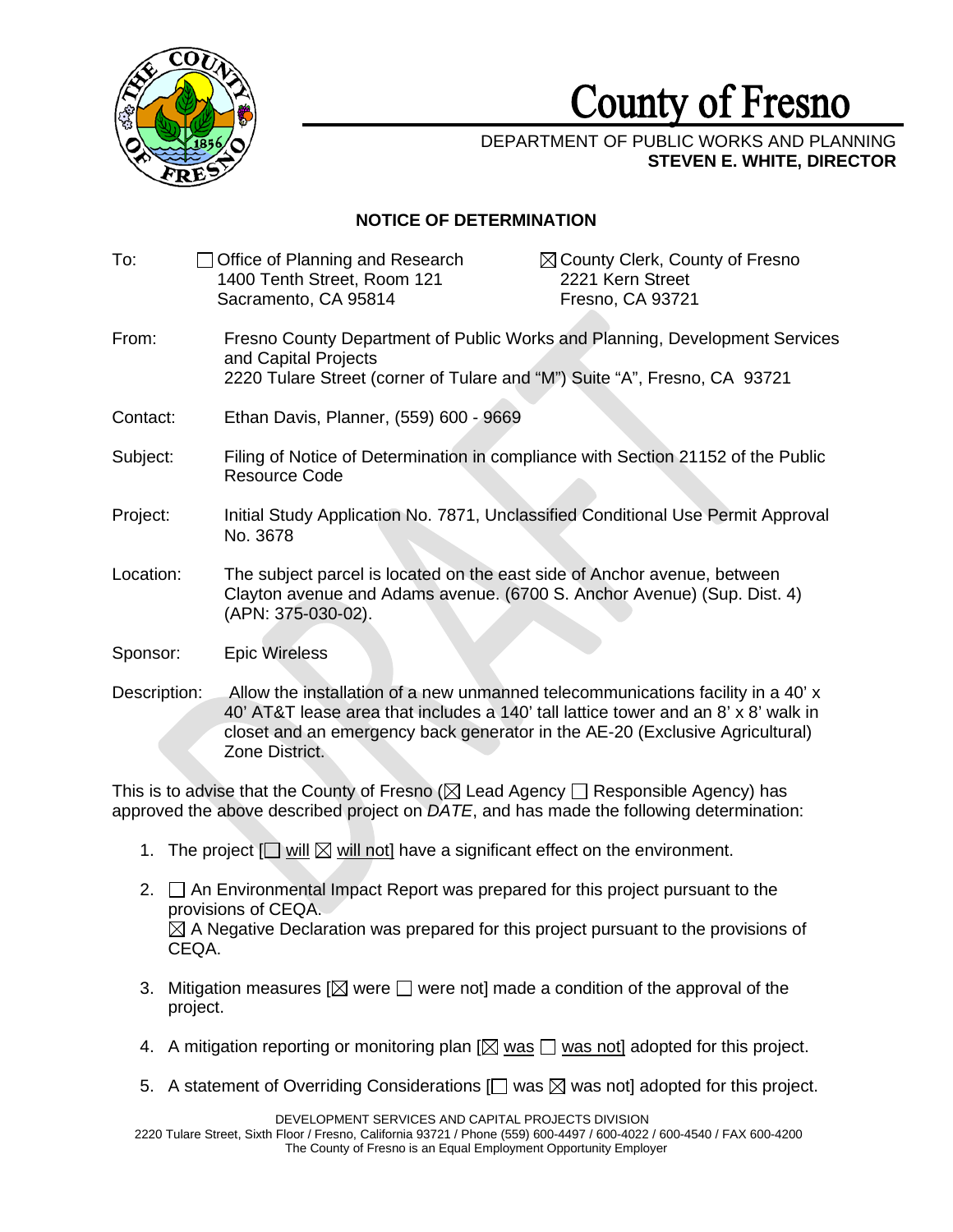# County of Fresno

DEPARTMENT OF PUBLIC WORKS AND PLANNING
**STEVEN E. WHITE, DIRECTOR**

## NOTICE OF DETERMINATION

To: ☐ Office of Planning and Research
1400 Tenth Street, Room 121
Sacramento, CA 95814

☒ County Clerk, County of Fresno
2221 Kern Street
Fresno, CA 93721

From: Fresno County Department of Public Works and Planning, Development Services and Capital Projects
2220 Tulare Street (corner of Tulare and "M") Suite "A", Fresno, CA 93721

Contact: Ethan Davis, Planner, (559) 600 - 9669

Subject: Filing of Notice of Determination in compliance with Section 21152 of the Public Resource Code

Project: Initial Study Application No. 7871, Unclassified Conditional Use Permit Approval No. 3678

Location: The subject parcel is located on the east side of Anchor avenue, between Clayton avenue and Adams avenue. (6700 S. Anchor Avenue) (Sup. Dist. 4) (APN: 375-030-02).

Sponsor: Epic Wireless

Description: Allow the installation of a new unmanned telecommunications facility in a 40' x 40' AT&T lease area that includes a 140' tall lattice tower and an 8' x 8' walk in closet and an emergency back generator in the AE-20 (Exclusive Agricultural) Zone District.

This is to advise that the County of Fresno (☒ Lead Agency ☐ Responsible Agency) has approved the above described project on *DATE*, and has made the following determination:

1. The project [☐ will ☒ will not] have a significant effect on the environment.
2. ☐ An Environmental Impact Report was prepared for this project pursuant to the provisions of CEQA.
   ☒ A Negative Declaration was prepared for this project pursuant to the provisions of CEQA.
3. Mitigation measures [☒ were ☐ were not] made a condition of the approval of the project.
4. A mitigation reporting or monitoring plan [☒ was ☐ was not] adopted for this project.
5. A statement of Overriding Considerations [☐ was ☒ was not] adopted for this project.

DEVELOPMENT SERVICES AND CAPITAL PROJECTS DIVISION
2220 Tulare Street, Sixth Floor / Fresno, California 93721 / Phone (559) 600-4497 / 600-4022 / 600-4540 / FAX 600-4200
The County of Fresno is an Equal Employment Opportunity Employer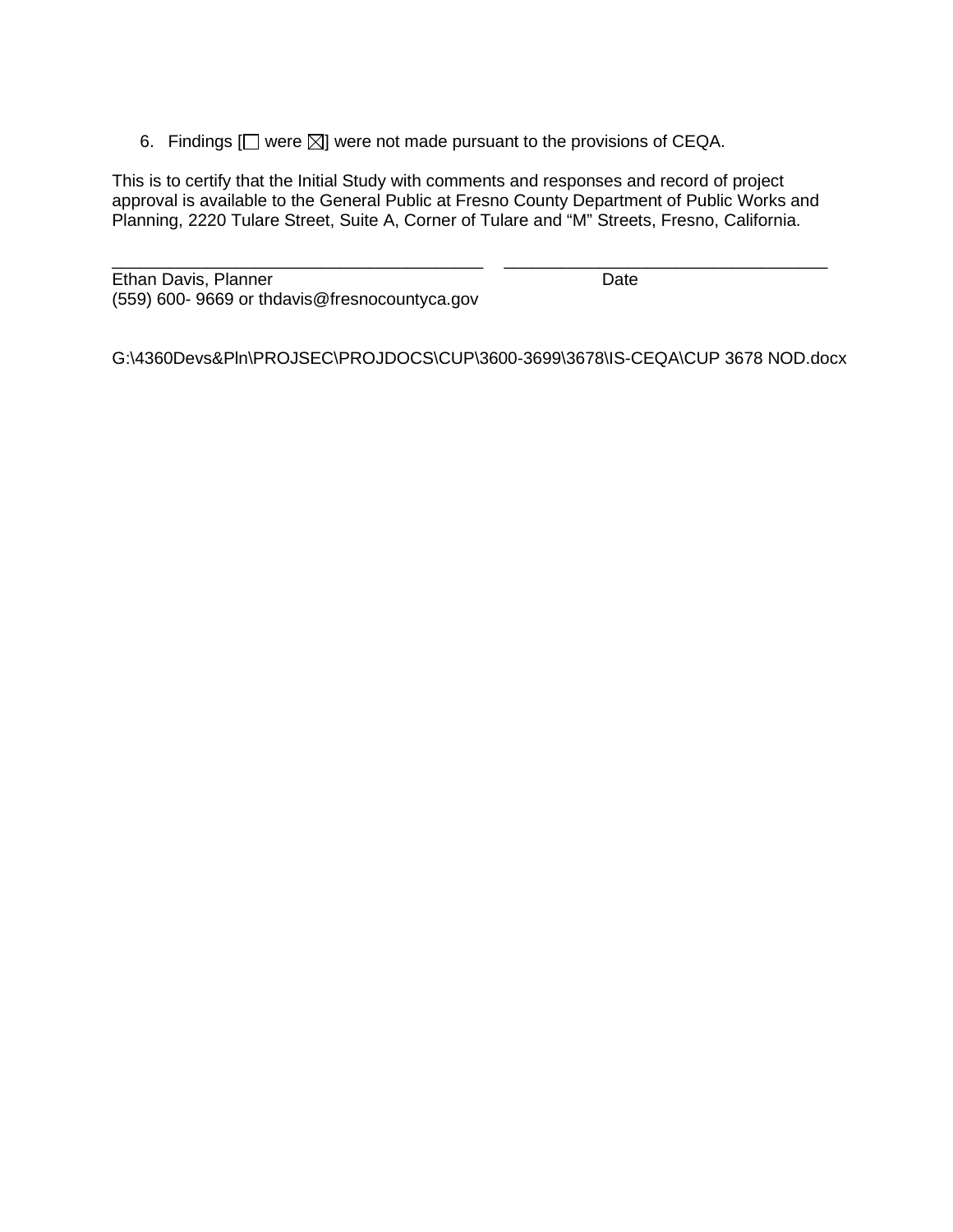6. Findings [☐ were ☒] were not made pursuant to the provisions of CEQA.

This is to certify that the Initial Study with comments and responses and record of project approval is available to the General Public at Fresno County Department of Public Works and Planning, 2220 Tulare Street, Suite A, Corner of Tulare and "M" Streets, Fresno, California.

| | |
|---|---|
| ______________________________________ | ______________________________________ |
| Ethan Davis, Planner<br>(559) 600- 9669 or thdavis@fresnocountyca.gov | Date |

G:\4360Devs&Pln\PROJSEC\PROJDOCS\CUP\3600-3699\3678\IS-CEQA\CUP 3678 NOD.docx